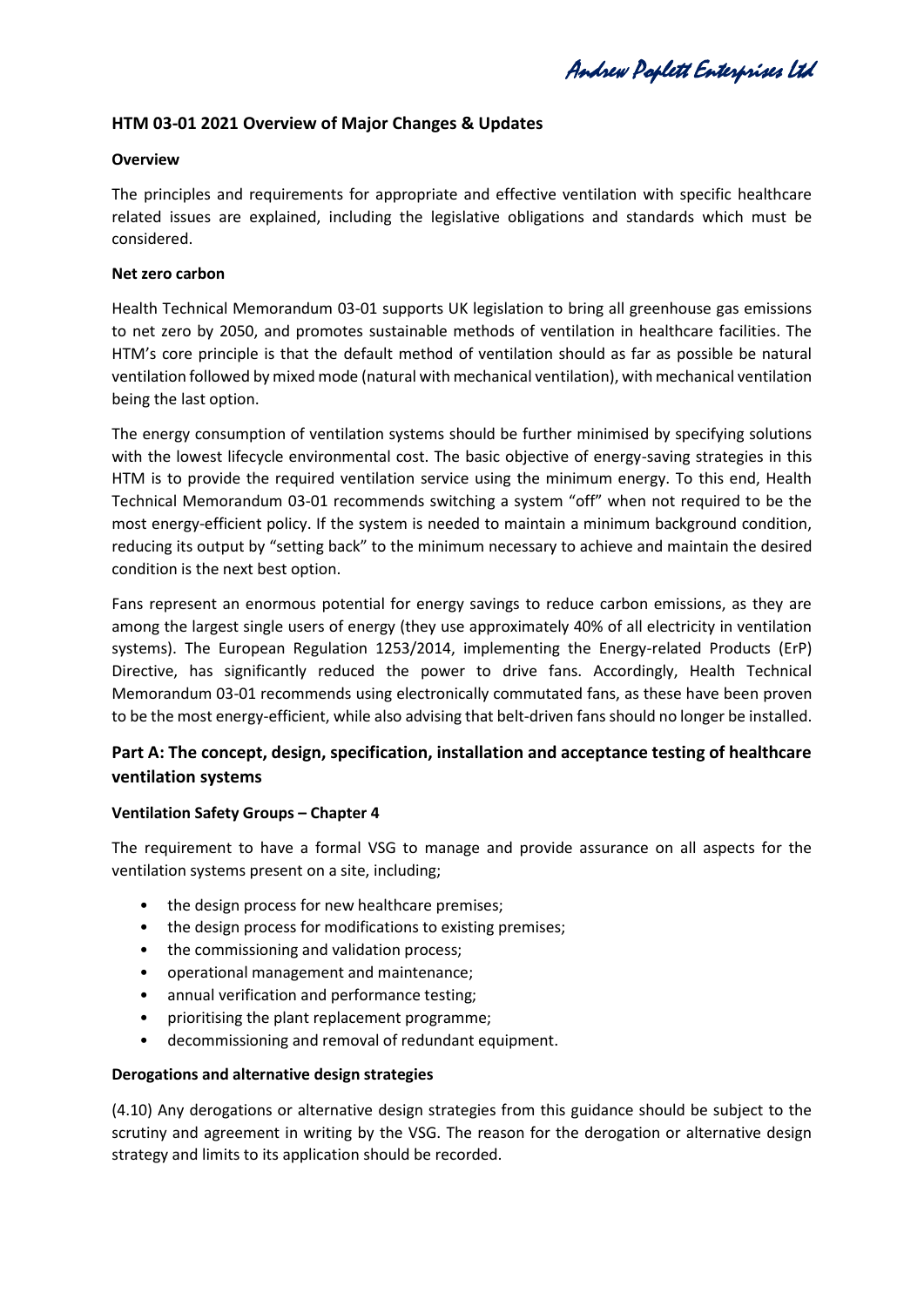## HTM 03-01 2021 Overview of Major Changes & Updates

### Overview

The principles and requirements for appropriate and effective ventilation with specific healthcare related issues are explained, including the legislative obligations and standards which must be considered.

### Net zero carbon

Health Technical Memorandum 03-01 supports UK legislation to bring all greenhouse gas emissions to net zero by 2050, and promotes sustainable methods of ventilation in healthcare facilities. The HTM's core principle is that the default method of ventilation should as far as possible be natural ventilation followed by mixed mode (natural with mechanical ventilation), with mechanical ventilation being the last option.

The energy consumption of ventilation systems should be further minimised by specifying solutions with the lowest lifecycle environmental cost. The basic objective of energy-saving strategies in this HTM is to provide the required ventilation service using the minimum energy. To this end, Health Technical Memorandum 03-01 recommends switching a system "off" when not required to be the most energy-efficient policy. If the system is needed to maintain a minimum background condition, reducing its output by "setting back" to the minimum necessary to achieve and maintain the desired condition is the next best option.

Fans represent an enormous potential for energy savings to reduce carbon emissions, as they are among the largest single users of energy (they use approximately 40% of all electricity in ventilation systems). The European Regulation 1253/2014, implementing the Energy-related Products (ErP) Directive, has significantly reduced the power to drive fans. Accordingly, Health Technical Memorandum 03-01 recommends using electronically commutated fans, as these have been proven to be the most energy-efficient, while also advising that belt-driven fans should no longer be installed.

## Part A: The concept, design, specification, installation and acceptance testing of healthcare ventilation systems

### Ventilation Safety Groups – Chapter 4

The requirement to have a formal VSG to manage and provide assurance on all aspects for the ventilation systems present on a site, including;

- the design process for new healthcare premises;
- the design process for modifications to existing premises;
- the commissioning and validation process;
- operational management and maintenance;
- annual verification and performance testing;
- prioritising the plant replacement programme;
- decommissioning and removal of redundant equipment.

### Derogations and alternative design strategies

(4.10) Any derogations or alternative design strategies from this guidance should be subject to the scrutiny and agreement in writing by the VSG. The reason for the derogation or alternative design strategy and limits to its application should be recorded.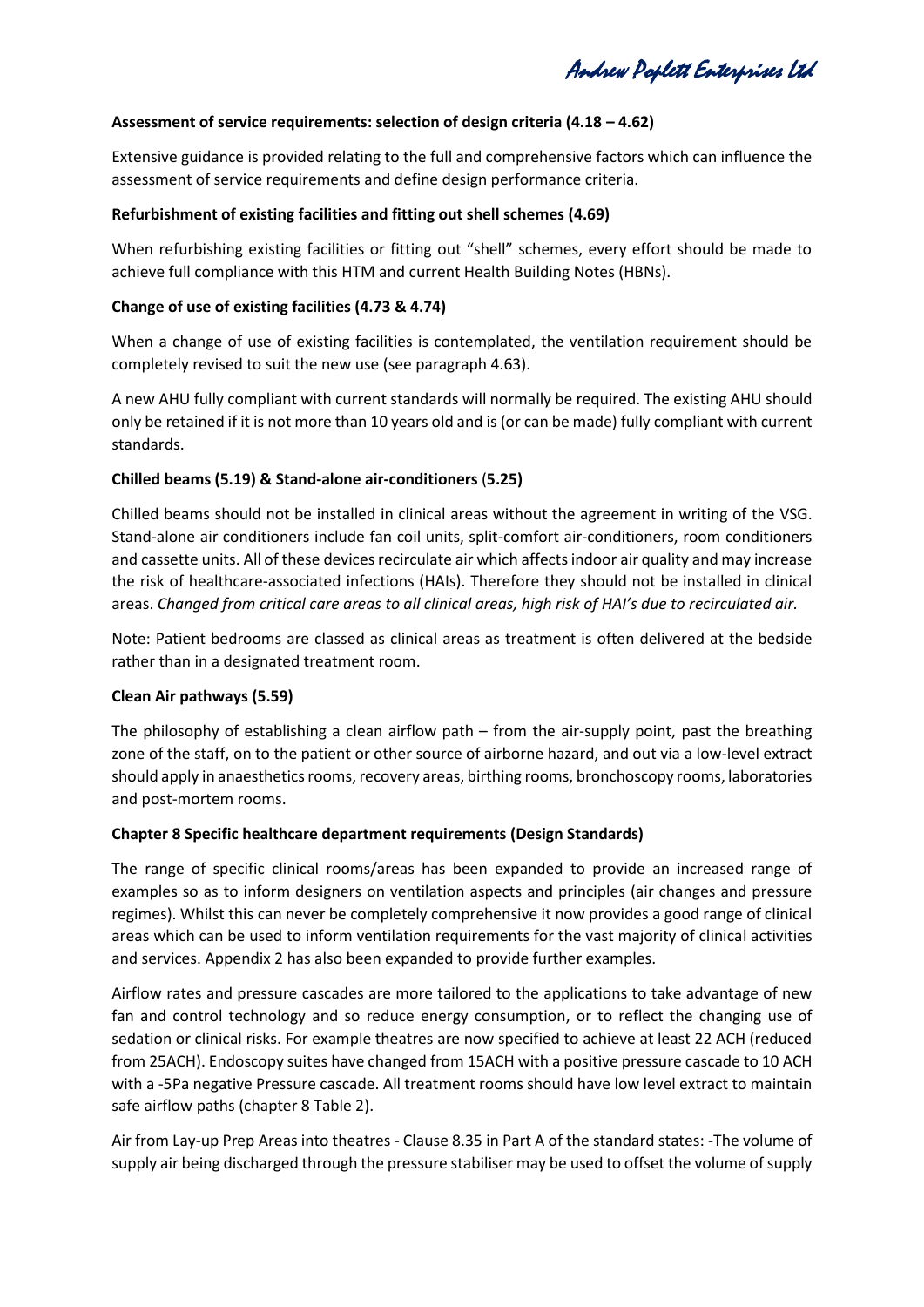**Assessment of service requirements: selection of design criteria (4.18 – 4.62)**

Extensive guidance is provided relating to the full and comprehensive factors which can influence the assessment of service requirements and define design performance criteria.

**Refurbishment of existing facilities and fitting out shell schemes (4.69)**

When refurbishing existing facilities or fitting out "shell" schemes, every effort should be made to achieve full compliance with this HTM and current Health Building Notes (HBNs).

**Change of use of existing facilities (4.73 & 4.74)**

When a change of use of existing facilities is contemplated, the ventilation requirement should be completely revised to suit the new use (see paragraph 4.63).

A new AHU fully compliant with current standards will normally be required. The existing AHU should only be retained if it is not more than 10 years old and is (or can be made) fully compliant with current standards.

**Chilled beams (5.19) & Stand-alone air-conditioners (5.25)**

Chilled beams should not be installed in clinical areas without the agreement in writing of the VSG. Stand-alone air conditioners include fan coil units, split-comfort air-conditioners, room conditioners and cassette units. All of these devices recirculate air which affects indoor air quality and may increase the risk of healthcare-associated infections (HAIs). Therefore they should not be installed in clinical areas. *Changed from critical care areas to all clinical areas, high risk of HAI's due to recirculated air.*

Note: Patient bedrooms are classed as clinical areas as treatment is often delivered at the bedside rather than in a designated treatment room.

**Clean Air pathways (5.59)**

The philosophy of establishing a clean airflow path – from the air-supply point, past the breathing zone of the staff, on to the patient or other source of airborne hazard, and out via a low-level extract should apply in anaesthetics rooms, recovery areas, birthing rooms, bronchoscopy rooms, laboratories and post-mortem rooms.

**Chapter 8 Specific healthcare department requirements (Design Standards)**

The range of specific clinical rooms/areas has been expanded to provide an increased range of examples so as to inform designers on ventilation aspects and principles (air changes and pressure regimes). Whilst this can never be completely comprehensive it now provides a good range of clinical areas which can be used to inform ventilation requirements for the vast majority of clinical activities and services. Appendix 2 has also been expanded to provide further examples.

Airflow rates and pressure cascades are more tailored to the applications to take advantage of new fan and control technology and so reduce energy consumption, or to reflect the changing use of sedation or clinical risks. For example theatres are now specified to achieve at least 22 ACH (reduced from 25ACH). Endoscopy suites have changed from 15ACH with a positive pressure cascade to 10 ACH with a -5Pa negative Pressure cascade. All treatment rooms should have low level extract to maintain safe airflow paths (chapter 8 Table 2).

Air from Lay-up Prep Areas into theatres - Clause 8.35 in Part A of the standard states: -The volume of supply air being discharged through the pressure stabiliser may be used to offset the volume of supply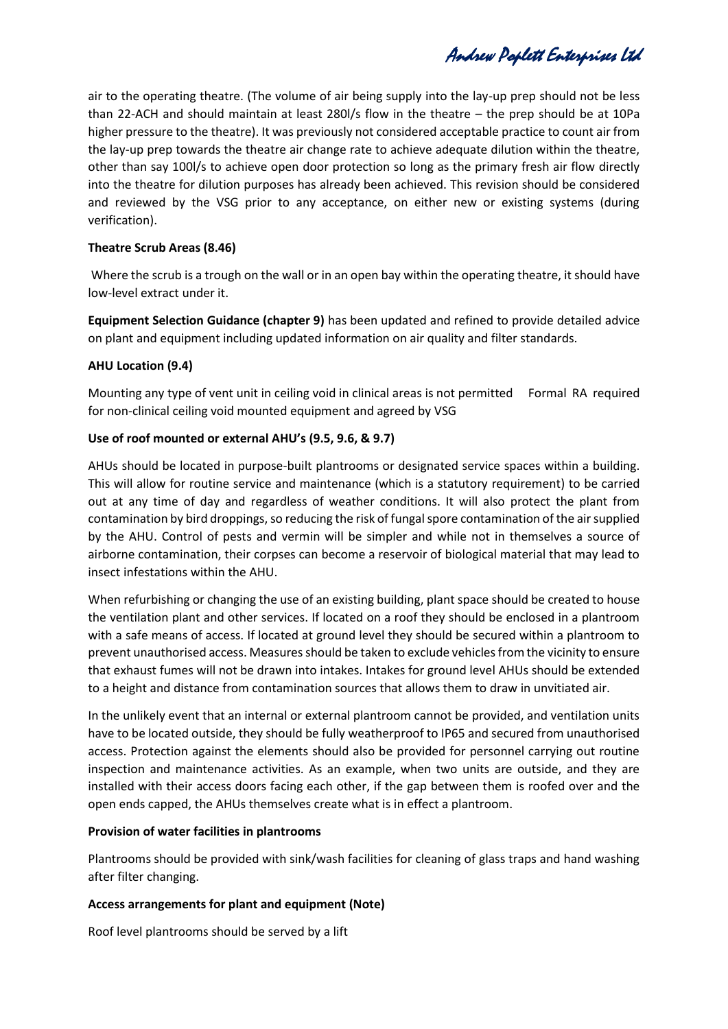air to the operating theatre. (The volume of air being supply into the lay-up prep should not be less than 22-ACH and should maintain at least 280l/s flow in the theatre – the prep should be at 10Pa higher pressure to the theatre). It was previously not considered acceptable practice to count air from the lay-up prep towards the theatre air change rate to achieve adequate dilution within the theatre, other than say 100l/s to achieve open door protection so long as the primary fresh air flow directly into the theatre for dilution purposes has already been achieved. This revision should be considered and reviewed by the VSG prior to any acceptance, on either new or existing systems (during verification).

**Theatre Scrub Areas (8.46)**

Where the scrub is a trough on the wall or in an open bay within the operating theatre, it should have low-level extract under it.

**Equipment Selection Guidance (chapter 9)** has been updated and refined to provide detailed advice on plant and equipment including updated information on air quality and filter standards.

**AHU Location (9.4)**

Mounting any type of vent unit in ceiling void in clinical areas is not permitted Formal RA required for non-clinical ceiling void mounted equipment and agreed by VSG

**Use of roof mounted or external AHU's (9.5, 9.6, & 9.7)**

AHUs should be located in purpose-built plantrooms or designated service spaces within a building. This will allow for routine service and maintenance (which is a statutory requirement) to be carried out at any time of day and regardless of weather conditions. It will also protect the plant from contamination by bird droppings, so reducing the risk of fungal spore contamination of the air supplied by the AHU. Control of pests and vermin will be simpler and while not in themselves a source of airborne contamination, their corpses can become a reservoir of biological material that may lead to insect infestations within the AHU.

When refurbishing or changing the use of an existing building, plant space should be created to house the ventilation plant and other services. If located on a roof they should be enclosed in a plantroom with a safe means of access. If located at ground level they should be secured within a plantroom to prevent unauthorised access. Measures should be taken to exclude vehicles from the vicinity to ensure that exhaust fumes will not be drawn into intakes. Intakes for ground level AHUs should be extended to a height and distance from contamination sources that allows them to draw in unvitiated air.

In the unlikely event that an internal or external plantroom cannot be provided, and ventilation units have to be located outside, they should be fully weatherproof to IP65 and secured from unauthorised access. Protection against the elements should also be provided for personnel carrying out routine inspection and maintenance activities. As an example, when two units are outside, and they are installed with their access doors facing each other, if the gap between them is roofed over and the open ends capped, the AHUs themselves create what is in effect a plantroom.

**Provision of water facilities in plantrooms**

Plantrooms should be provided with sink/wash facilities for cleaning of glass traps and hand washing after filter changing.

**Access arrangements for plant and equipment (Note)**

Roof level plantrooms should be served by a lift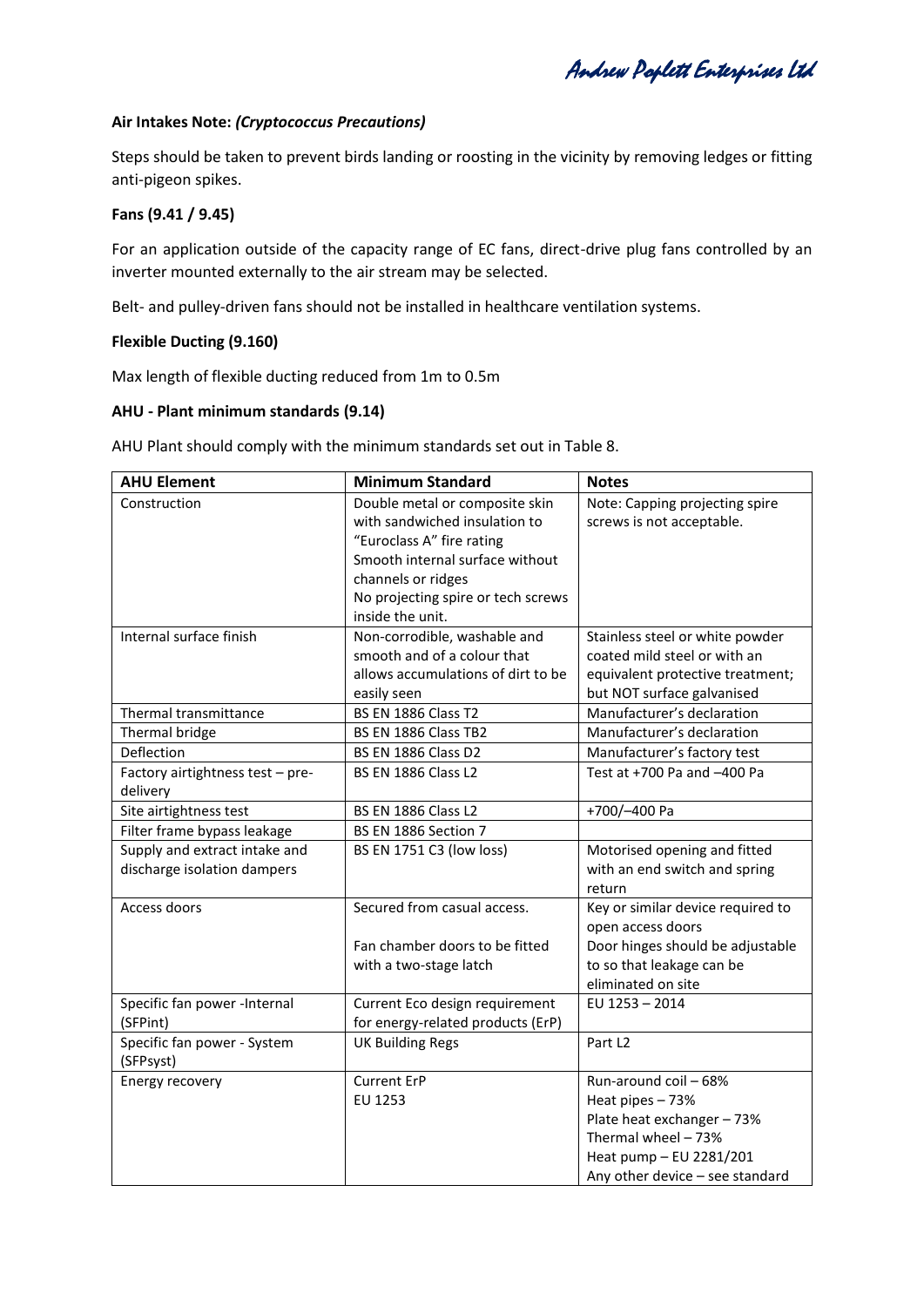**Air Intakes Note:** ***(Cryptococcus Precautions)***

Steps should be taken to prevent birds landing or roosting in the vicinity by removing ledges or fitting anti-pigeon spikes.

**Fans (9.41 / 9.45)**

For an application outside of the capacity range of EC fans, direct-drive plug fans controlled by an inverter mounted externally to the air stream may be selected.

Belt- and pulley-driven fans should not be installed in healthcare ventilation systems.

**Flexible Ducting (9.160)**

Max length of flexible ducting reduced from 1m to 0.5m

**AHU - Plant minimum standards (9.14)**

AHU Plant should comply with the minimum standards set out in Table 8.

| AHU Element | Minimum Standard | Notes |
|---|---|---|
| Construction | Double metal or composite skin with sandwiched insulation to "Euroclass A" fire rating<br>Smooth internal surface without channels or ridges<br>No projecting spire or tech screws inside the unit. | Note: Capping projecting spire screws is not acceptable. |
| Internal surface finish | Non-corrodible, washable and smooth and of a colour that allows accumulations of dirt to be easily seen | Stainless steel or white powder coated mild steel or with an equivalent protective treatment; but NOT surface galvanised |
| Thermal transmittance | BS EN 1886 Class T2 | Manufacturer's declaration |
| Thermal bridge | BS EN 1886 Class TB2 | Manufacturer's declaration |
| Deflection | BS EN 1886 Class D2 | Manufacturer's factory test |
| Factory airtightness test – pre-delivery | BS EN 1886 Class L2 | Test at +700 Pa and –400 Pa |
| Site airtightness test | BS EN 1886 Class L2 | +700/–400 Pa |
| Filter frame bypass leakage | BS EN 1886 Section 7 | |
| Supply and extract intake and discharge isolation dampers | BS EN 1751 C3 (low loss) | Motorised opening and fitted with an end switch and spring return |
| Access doors | Secured from casual access.<br><br>Fan chamber doors to be fitted with a two-stage latch | Key or similar device required to open access doors<br>Door hinges should be adjustable to so that leakage can be eliminated on site |
| Specific fan power -Internal (SFPint) | Current Eco design requirement for energy-related products (ErP) | EU 1253 – 2014 |
| Specific fan power - System (SFPsyst) | UK Building Regs | Part L2 |
| Energy recovery | Current ErP<br>EU 1253 | Run-around coil – 68%<br>Heat pipes – 73%<br>Plate heat exchanger – 73%<br>Thermal wheel – 73%<br>Heat pump – EU 2281/201<br>Any other device – see standard |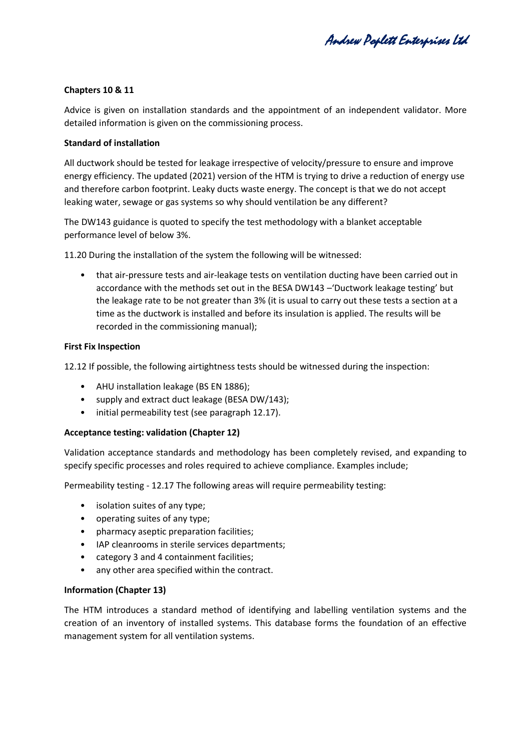**Chapters 10 & 11**

Advice is given on installation standards and the appointment of an independent validator. More detailed information is given on the commissioning process.

**Standard of installation**

All ductwork should be tested for leakage irrespective of velocity/pressure to ensure and improve energy efficiency. The updated (2021) version of the HTM is trying to drive a reduction of energy use and therefore carbon footprint. Leaky ducts waste energy. The concept is that we do not accept leaking water, sewage or gas systems so why should ventilation be any different?

The DW143 guidance is quoted to specify the test methodology with a blanket acceptable performance level of below 3%.

11.20 During the installation of the system the following will be witnessed:

- that air-pressure tests and air-leakage tests on ventilation ducting have been carried out in accordance with the methods set out in the BESA DW143 –'Ductwork leakage testing' but the leakage rate to be not greater than 3% (it is usual to carry out these tests a section at a time as the ductwork is installed and before its insulation is applied. The results will be recorded in the commissioning manual);

**First Fix Inspection**

12.12 If possible, the following airtightness tests should be witnessed during the inspection:

- AHU installation leakage (BS EN 1886);
- supply and extract duct leakage (BESA DW/143);
- initial permeability test (see paragraph 12.17).

**Acceptance testing: validation (Chapter 12)**

Validation acceptance standards and methodology has been completely revised, and expanding to specify specific processes and roles required to achieve compliance. Examples include;

Permeability testing - 12.17 The following areas will require permeability testing:

- isolation suites of any type;
- operating suites of any type;
- pharmacy aseptic preparation facilities;
- IAP cleanrooms in sterile services departments;
- category 3 and 4 containment facilities;
- any other area specified within the contract.

**Information (Chapter 13)**

The HTM introduces a standard method of identifying and labelling ventilation systems and the creation of an inventory of installed systems. This database forms the foundation of an effective management system for all ventilation systems.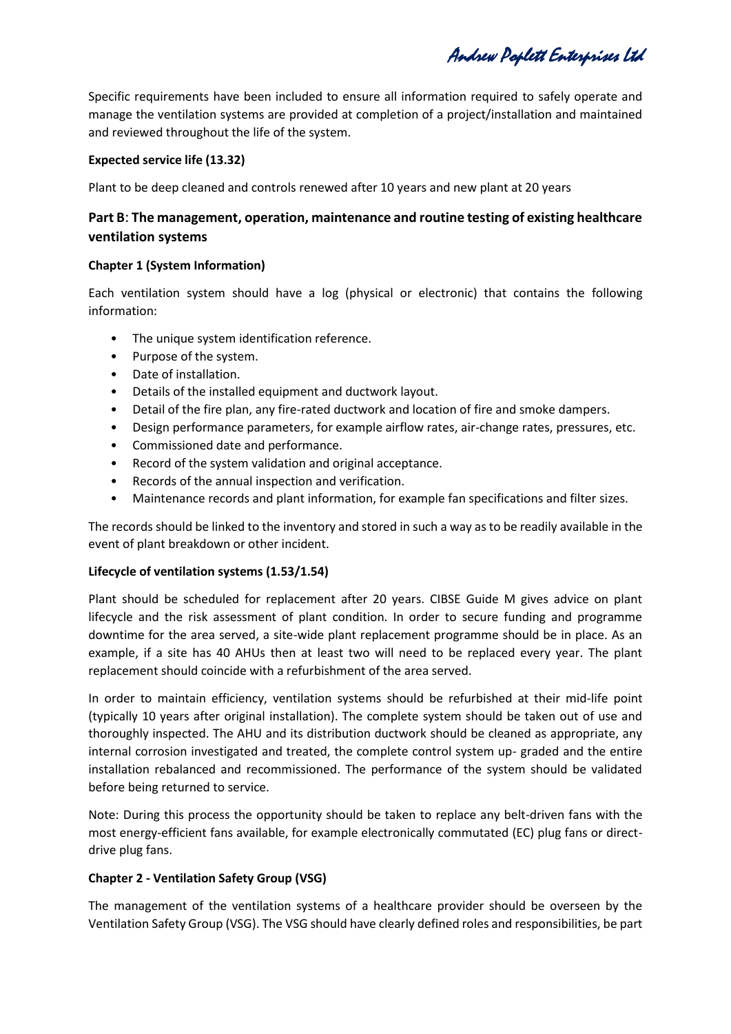Specific requirements have been included to ensure all information required to safely operate and manage the ventilation systems are provided at completion of a project/installation and maintained and reviewed throughout the life of the system.

**Expected service life (13.32)**

Plant to be deep cleaned and controls renewed after 10 years and new plant at 20 years

## Part B: The management, operation, maintenance and routine testing of existing healthcare ventilation systems

**Chapter 1 (System Information)**

Each ventilation system should have a log (physical or electronic) that contains the following information:

- The unique system identification reference.
- Purpose of the system.
- Date of installation.
- Details of the installed equipment and ductwork layout.
- Detail of the fire plan, any fire-rated ductwork and location of fire and smoke dampers.
- Design performance parameters, for example airflow rates, air-change rates, pressures, etc.
- Commissioned date and performance.
- Record of the system validation and original acceptance.
- Records of the annual inspection and verification.
- Maintenance records and plant information, for example fan specifications and filter sizes.

The records should be linked to the inventory and stored in such a way as to be readily available in the event of plant breakdown or other incident.

**Lifecycle of ventilation systems (1.53/1.54)**

Plant should be scheduled for replacement after 20 years. CIBSE Guide M gives advice on plant lifecycle and the risk assessment of plant condition. In order to secure funding and programme downtime for the area served, a site-wide plant replacement programme should be in place. As an example, if a site has 40 AHUs then at least two will need to be replaced every year. The plant replacement should coincide with a refurbishment of the area served.

In order to maintain efficiency, ventilation systems should be refurbished at their mid-life point (typically 10 years after original installation). The complete system should be taken out of use and thoroughly inspected. The AHU and its distribution ductwork should be cleaned as appropriate, any internal corrosion investigated and treated, the complete control system up- graded and the entire installation rebalanced and recommissioned. The performance of the system should be validated before being returned to service.

Note: During this process the opportunity should be taken to replace any belt-driven fans with the most energy-efficient fans available, for example electronically commutated (EC) plug fans or direct-drive plug fans.

**Chapter 2 - Ventilation Safety Group (VSG)**

The management of the ventilation systems of a healthcare provider should be overseen by the Ventilation Safety Group (VSG). The VSG should have clearly defined roles and responsibilities, be part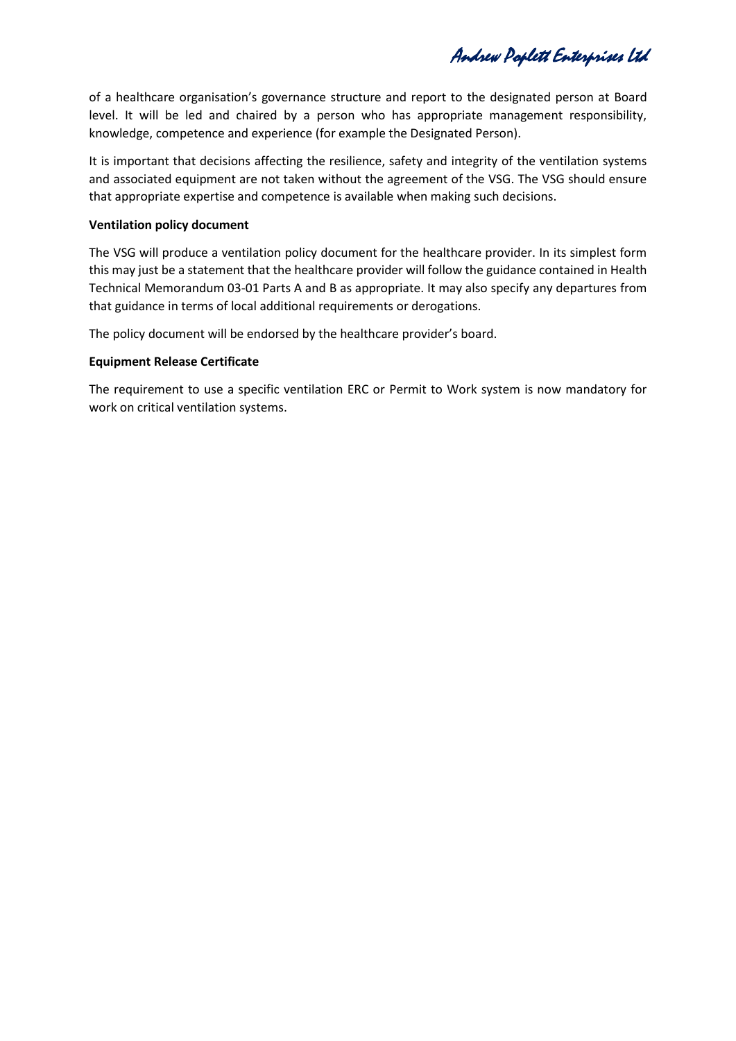of a healthcare organisation's governance structure and report to the designated person at Board level. It will be led and chaired by a person who has appropriate management responsibility, knowledge, competence and experience (for example the Designated Person).

It is important that decisions affecting the resilience, safety and integrity of the ventilation systems and associated equipment are not taken without the agreement of the VSG. The VSG should ensure that appropriate expertise and competence is available when making such decisions.

**Ventilation policy document**

The VSG will produce a ventilation policy document for the healthcare provider. In its simplest form this may just be a statement that the healthcare provider will follow the guidance contained in Health Technical Memorandum 03-01 Parts A and B as appropriate. It may also specify any departures from that guidance in terms of local additional requirements or derogations.

The policy document will be endorsed by the healthcare provider's board.

**Equipment Release Certificate**

The requirement to use a specific ventilation ERC or Permit to Work system is now mandatory for work on critical ventilation systems.